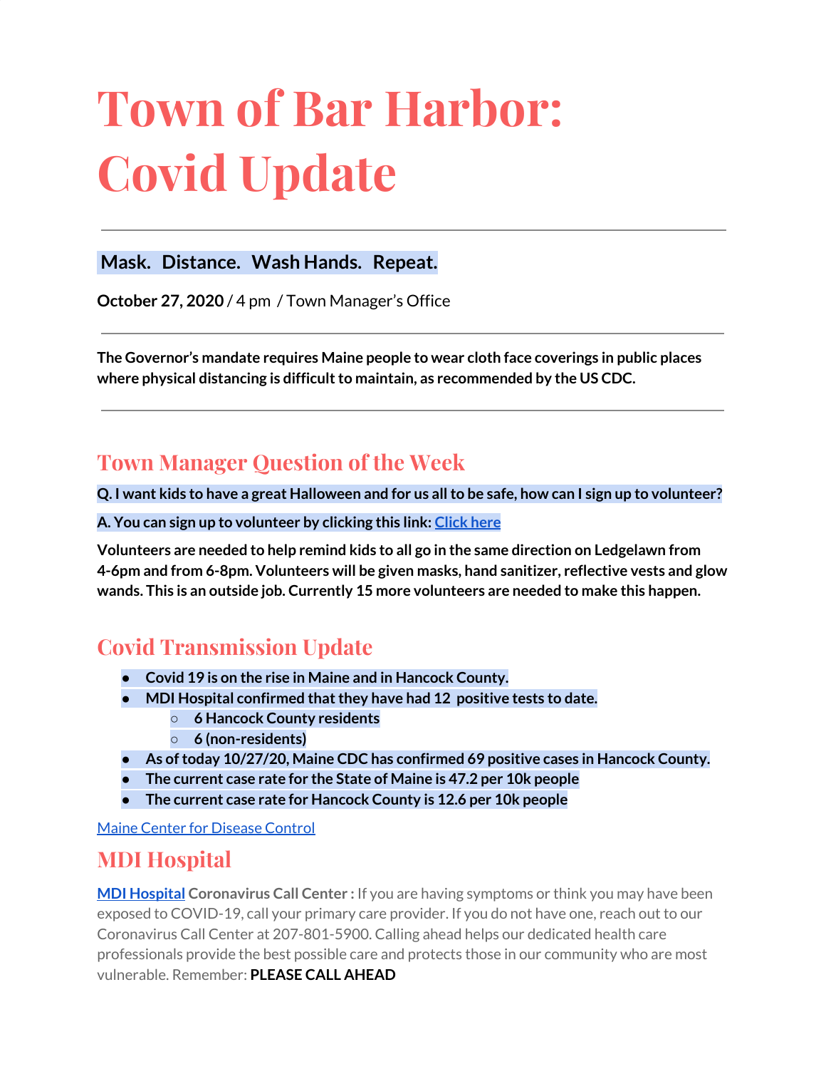# Town of Bar Harbor: Covid Update

---

**Mask. Distance. Wash Hands. Repeat.**

**October 27, 2020** / 4 pm / Town Manager's Office

---

**The Governor's mandate requires Maine people to wear cloth face coverings in public places where physical distancing is difficult to maintain, as recommended by the US CDC.**

---

## Town Manager Question of the Week

**Q. I want kids to have a great Halloween and for us all to be safe, how can I sign up to volunteer?**

**A. You can sign up to volunteer by clicking this link: Click here**

**Volunteers are needed to help remind kids to all go in the same direction on Ledgelawn from 4-6pm and from 6-8pm. Volunteers will be given masks, hand sanitizer, reflective vests and glow wands. This is an outside job. Currently 15 more volunteers are needed to make this happen.**

## Covid Transmission Update

- **Covid 19 is on the rise in Maine and in Hancock County.**
- **MDI Hospital confirmed that they have had 12 positive tests to date.**
  - **6 Hancock County residents**
  - **6 (non-residents)**
- **As of today 10/27/20, Maine CDC has confirmed 69 positive cases in Hancock County.**
- **The current case rate for the State of Maine is 47.2 per 10k people**
- **The current case rate for Hancock County is 12.6 per 10k people**

Maine Center for Disease Control

## MDI Hospital

**MDI Hospital Coronavirus Call Center :** If you are having symptoms or think you may have been exposed to COVID-19, call your primary care provider. If you do not have one, reach out to our Coronavirus Call Center at 207-801-5900. Calling ahead helps our dedicated health care professionals provide the best possible care and protects those in our community who are most vulnerable. Remember: **PLEASE CALL AHEAD**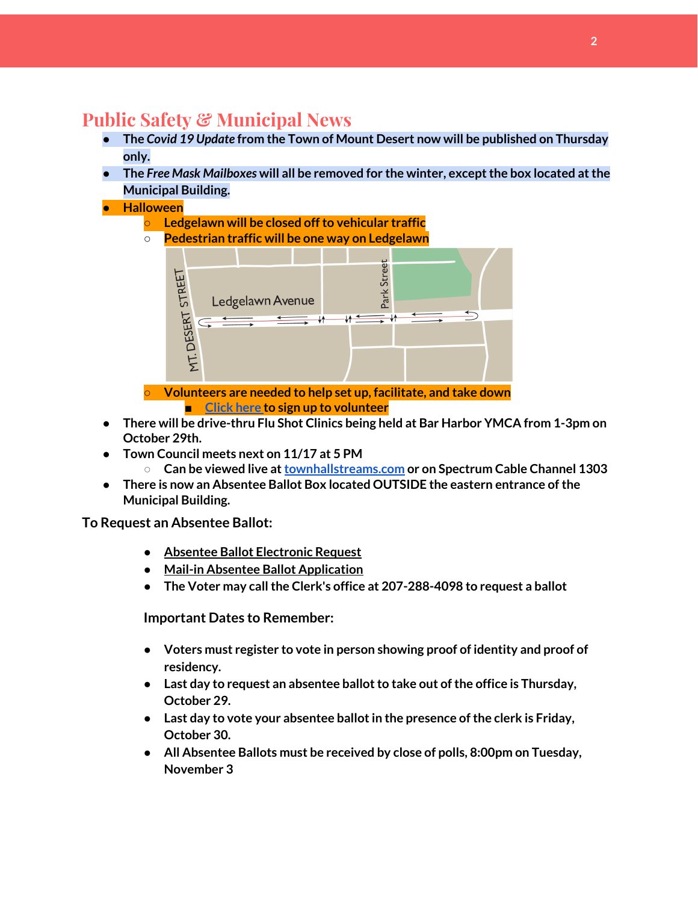## Public Safety & Municipal News

- **The *Covid 19 Update* from the Town of Mount Desert now will be published on Thursday only.**
- **The *Free Mask Mailboxes* will all be removed for the winter, except the box located at the Municipal Building.**
- **Halloween**
  - **Ledgelawn will be closed off to vehicular traffic**
  - **Pedestrian traffic will be one way on Ledgelawn**
  - **Volunteers are needed to help set up, facilitate, and take down**
    - **[Click here](#) to sign up to volunteer**
- **There will be drive-thru Flu Shot Clinics being held at Bar Harbor YMCA from 1-3pm on October 29th.**
- **Town Council meets next on 11/17 at 5 PM**
  - **Can be viewed live at [townhallstreams.com](#) or on Spectrum Cable Channel 1303**
- **There is now an Absentee Ballot Box located OUTSIDE the eastern entrance of the Municipal Building.**

**To Request an Absentee Ballot:**

- **Absentee Ballot Electronic Request**
- **Mail-in Absentee Ballot Application**
- **The Voter may call the Clerk's office at 207-288-4098 to request a ballot**

**Important Dates to Remember:**

- **Voters must register to vote in person showing proof of identity and proof of residency.**
- **Last day to request an absentee ballot to take out of the office is Thursday, October 29.**
- **Last day to vote your absentee ballot in the presence of the clerk is Friday, October 30.**
- **All Absentee Ballots must be received by close of polls, 8:00pm on Tuesday, November 3**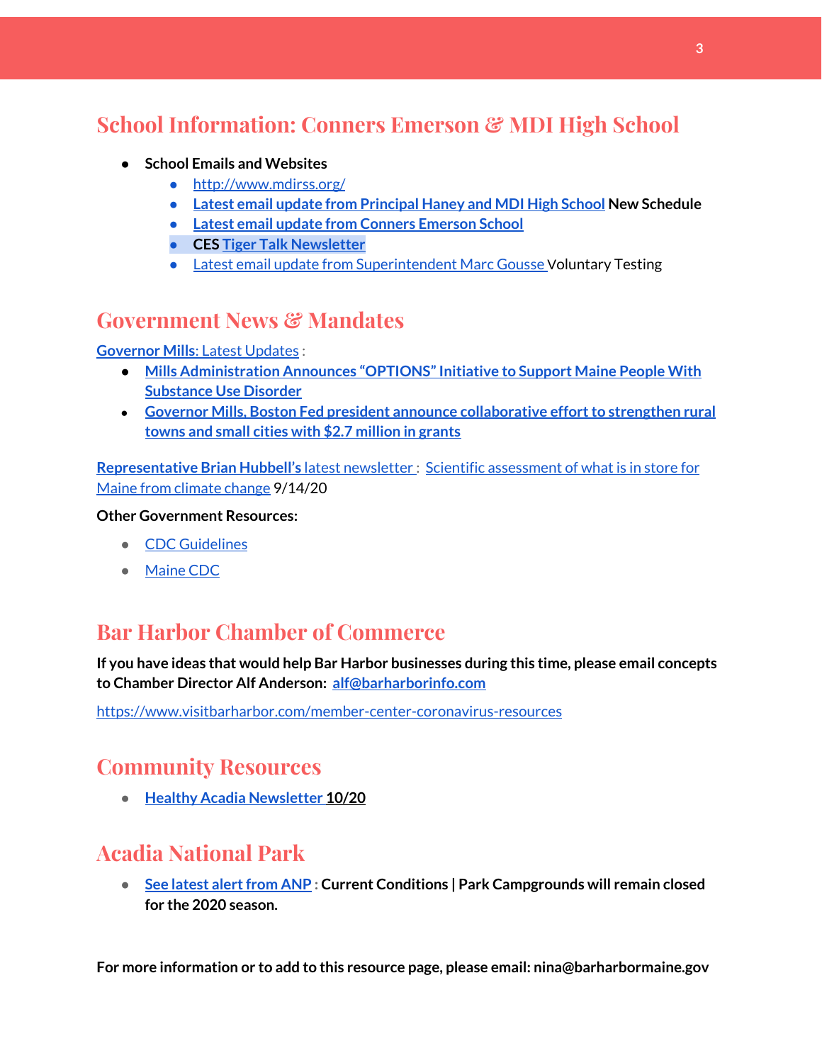## School Information: Conners Emerson & MDI High School

- **School Emails and Websites**
  - http://www.mdirss.org/
  - **Latest email update from Principal Haney and MDI High School New Schedule**
  - **Latest email update from Conners Emerson School**
  - **CES Tiger Talk Newsletter**
  - Latest email update from Superintendent Marc Gousse Voluntary Testing

## Government News & Mandates

**Governor Mills**: Latest Updates :

- **Mills Administration Announces "OPTIONS" Initiative to Support Maine People With Substance Use Disorder**
- **Governor Mills, Boston Fed president announce collaborative effort to strengthen rural towns and small cities with $2.7 million in grants**

**Representative Brian Hubbell's** latest newsletter : Scientific assessment of what is in store for Maine from climate change 9/14/20

**Other Government Resources:**

- CDC Guidelines
- Maine CDC

## Bar Harbor Chamber of Commerce

**If you have ideas that would help Bar Harbor businesses during this time, please email concepts to Chamber Director Alf Anderson: alf@barharborinfo.com**

https://www.visitbarharbor.com/member-center-coronavirus-resources

## Community Resources

- **Healthy Acadia Newsletter 10/20**

## Acadia National Park

- **See latest alert from ANP : Current Conditions | Park Campgrounds will remain closed for the 2020 season.**

**For more information or to add to this resource page, please email: nina@barharbormaine.gov**